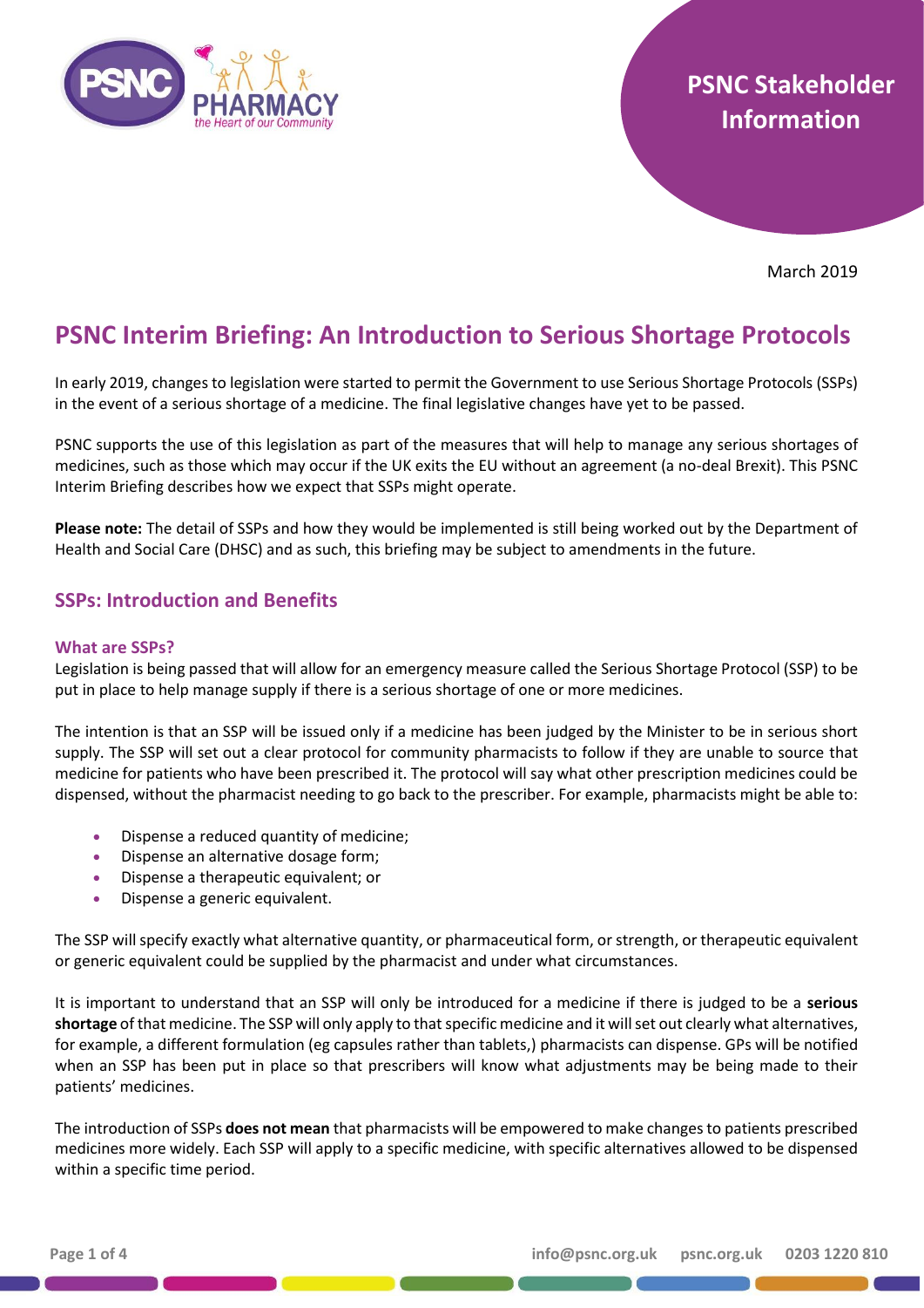PSNC Stakeholder Information

March 2019

# PSNC Interim Briefing: An Introduction to Serious Shortage Protocols

In early 2019, changes to legislation were started to permit the Government to use Serious Shortage Protocols (SSPs) in the event of a serious shortage of a medicine. The final legislative changes have yet to be passed.

PSNC supports the use of this legislation as part of the measures that will help to manage any serious shortages of medicines, such as those which may occur if the UK exits the EU without an agreement (a no-deal Brexit). This PSNC Interim Briefing describes how we expect that SSPs might operate.

**Please note:** The detail of SSPs and how they would be implemented is still being worked out by the Department of Health and Social Care (DHSC) and as such, this briefing may be subject to amendments in the future.

## SSPs: Introduction and Benefits

### What are SSPs?

Legislation is being passed that will allow for an emergency measure called the Serious Shortage Protocol (SSP) to be put in place to help manage supply if there is a serious shortage of one or more medicines.

The intention is that an SSP will be issued only if a medicine has been judged by the Minister to be in serious short supply. The SSP will set out a clear protocol for community pharmacists to follow if they are unable to source that medicine for patients who have been prescribed it. The protocol will say what other prescription medicines could be dispensed, without the pharmacist needing to go back to the prescriber. For example, pharmacists might be able to:

- Dispense a reduced quantity of medicine;
- Dispense an alternative dosage form;
- Dispense a therapeutic equivalent; or
- Dispense a generic equivalent.

The SSP will specify exactly what alternative quantity, or pharmaceutical form, or strength, or therapeutic equivalent or generic equivalent could be supplied by the pharmacist and under what circumstances.

It is important to understand that an SSP will only be introduced for a medicine if there is judged to be a **serious shortage** of that medicine. The SSP will only apply to that specific medicine and it will set out clearly what alternatives, for example, a different formulation (eg capsules rather than tablets,) pharmacists can dispense. GPs will be notified when an SSP has been put in place so that prescribers will know what adjustments may be being made to their patients' medicines.

The introduction of SSPs **does not mean** that pharmacists will be empowered to make changes to patients prescribed medicines more widely. Each SSP will apply to a specific medicine, with specific alternatives allowed to be dispensed within a specific time period.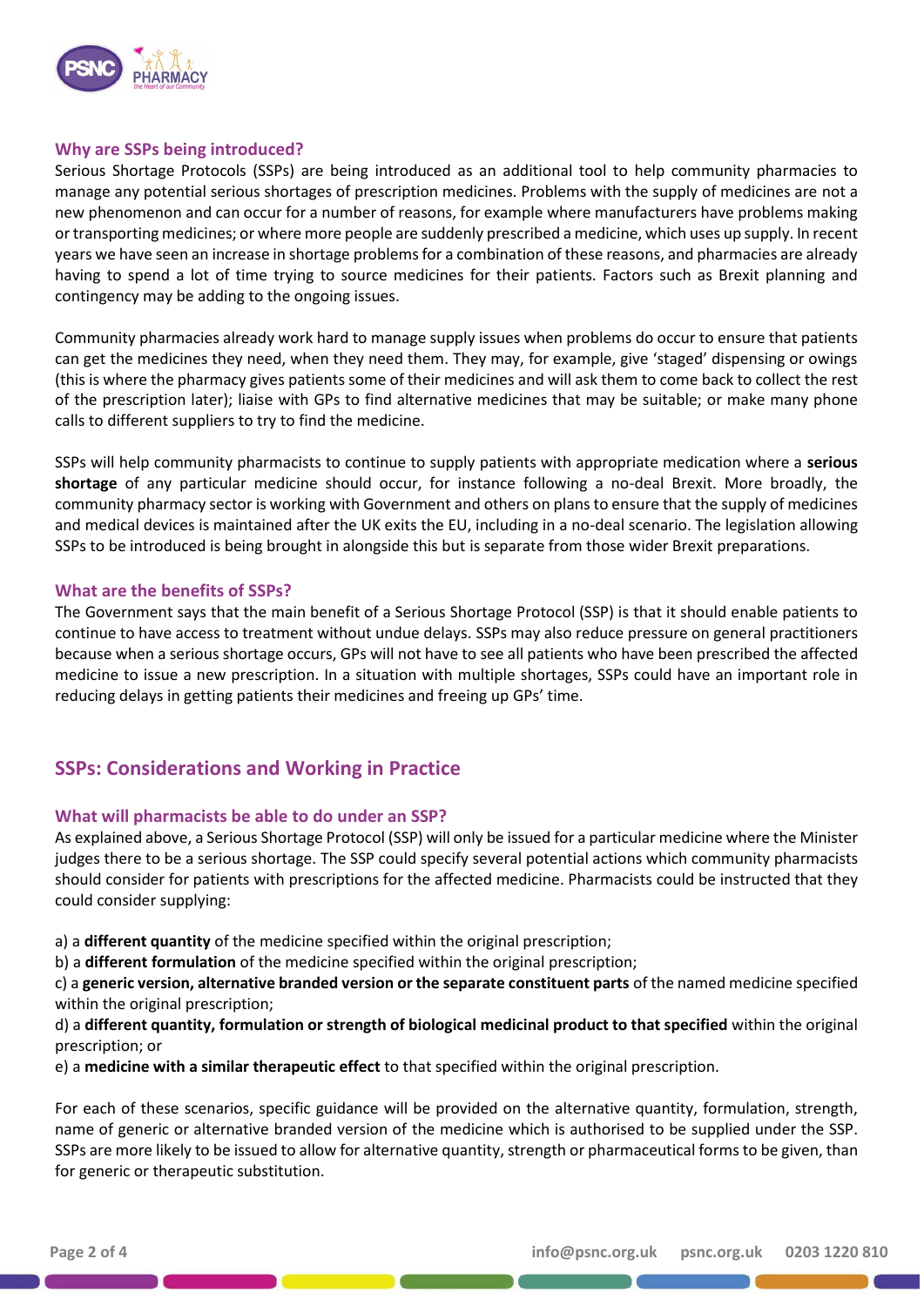### Why are SSPs being introduced?

Serious Shortage Protocols (SSPs) are being introduced as an additional tool to help community pharmacies to manage any potential serious shortages of prescription medicines. Problems with the supply of medicines are not a new phenomenon and can occur for a number of reasons, for example where manufacturers have problems making or transporting medicines; or where more people are suddenly prescribed a medicine, which uses up supply. In recent years we have seen an increase in shortage problems for a combination of these reasons, and pharmacies are already having to spend a lot of time trying to source medicines for their patients. Factors such as Brexit planning and contingency may be adding to the ongoing issues.

Community pharmacies already work hard to manage supply issues when problems do occur to ensure that patients can get the medicines they need, when they need them. They may, for example, give 'staged' dispensing or owings (this is where the pharmacy gives patients some of their medicines and will ask them to come back to collect the rest of the prescription later); liaise with GPs to find alternative medicines that may be suitable; or make many phone calls to different suppliers to try to find the medicine.

SSPs will help community pharmacists to continue to supply patients with appropriate medication where a **serious shortage** of any particular medicine should occur, for instance following a no-deal Brexit. More broadly, the community pharmacy sector is working with Government and others on plans to ensure that the supply of medicines and medical devices is maintained after the UK exits the EU, including in a no-deal scenario. The legislation allowing SSPs to be introduced is being brought in alongside this but is separate from those wider Brexit preparations.

### What are the benefits of SSPs?

The Government says that the main benefit of a Serious Shortage Protocol (SSP) is that it should enable patients to continue to have access to treatment without undue delays. SSPs may also reduce pressure on general practitioners because when a serious shortage occurs, GPs will not have to see all patients who have been prescribed the affected medicine to issue a new prescription. In a situation with multiple shortages, SSPs could have an important role in reducing delays in getting patients their medicines and freeing up GPs' time.

## SSPs: Considerations and Working in Practice

### What will pharmacists be able to do under an SSP?

As explained above, a Serious Shortage Protocol (SSP) will only be issued for a particular medicine where the Minister judges there to be a serious shortage. The SSP could specify several potential actions which community pharmacists should consider for patients with prescriptions for the affected medicine. Pharmacists could be instructed that they could consider supplying:

a) a **different quantity** of the medicine specified within the original prescription;
b) a **different formulation** of the medicine specified within the original prescription;
c) a **generic version, alternative branded version or the separate constituent parts** of the named medicine specified within the original prescription;
d) a **different quantity, formulation or strength of biological medicinal product to that specified** within the original prescription; or
e) a **medicine with a similar therapeutic effect** to that specified within the original prescription.

For each of these scenarios, specific guidance will be provided on the alternative quantity, formulation, strength, name of generic or alternative branded version of the medicine which is authorised to be supplied under the SSP. SSPs are more likely to be issued to allow for alternative quantity, strength or pharmaceutical forms to be given, than for generic or therapeutic substitution.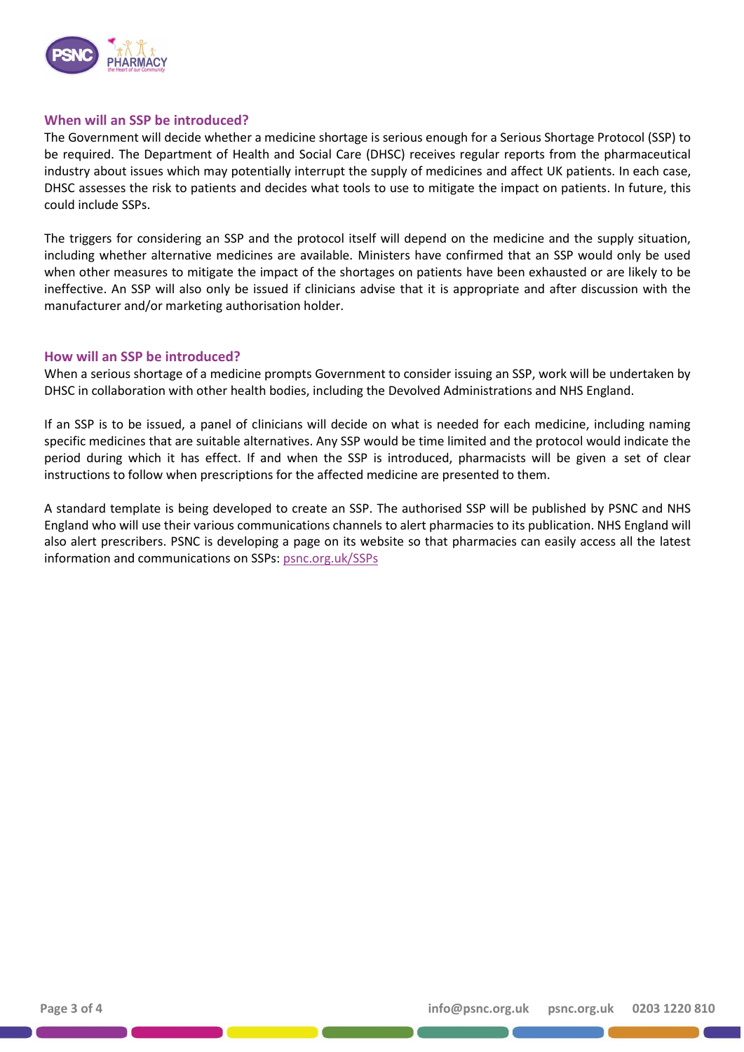## When will an SSP be introduced?

The Government will decide whether a medicine shortage is serious enough for a Serious Shortage Protocol (SSP) to be required. The Department of Health and Social Care (DHSC) receives regular reports from the pharmaceutical industry about issues which may potentially interrupt the supply of medicines and affect UK patients. In each case, DHSC assesses the risk to patients and decides what tools to use to mitigate the impact on patients. In future, this could include SSPs.

The triggers for considering an SSP and the protocol itself will depend on the medicine and the supply situation, including whether alternative medicines are available. Ministers have confirmed that an SSP would only be used when other measures to mitigate the impact of the shortages on patients have been exhausted or are likely to be ineffective. An SSP will also only be issued if clinicians advise that it is appropriate and after discussion with the manufacturer and/or marketing authorisation holder.

## How will an SSP be introduced?

When a serious shortage of a medicine prompts Government to consider issuing an SSP, work will be undertaken by DHSC in collaboration with other health bodies, including the Devolved Administrations and NHS England.

If an SSP is to be issued, a panel of clinicians will decide on what is needed for each medicine, including naming specific medicines that are suitable alternatives. Any SSP would be time limited and the protocol would indicate the period during which it has effect. If and when the SSP is introduced, pharmacists will be given a set of clear instructions to follow when prescriptions for the affected medicine are presented to them.

A standard template is being developed to create an SSP. The authorised SSP will be published by PSNC and NHS England who will use their various communications channels to alert pharmacies to its publication. NHS England will also alert prescribers. PSNC is developing a page on its website so that pharmacies can easily access all the latest information and communications on SSPs: psnc.org.uk/SSPs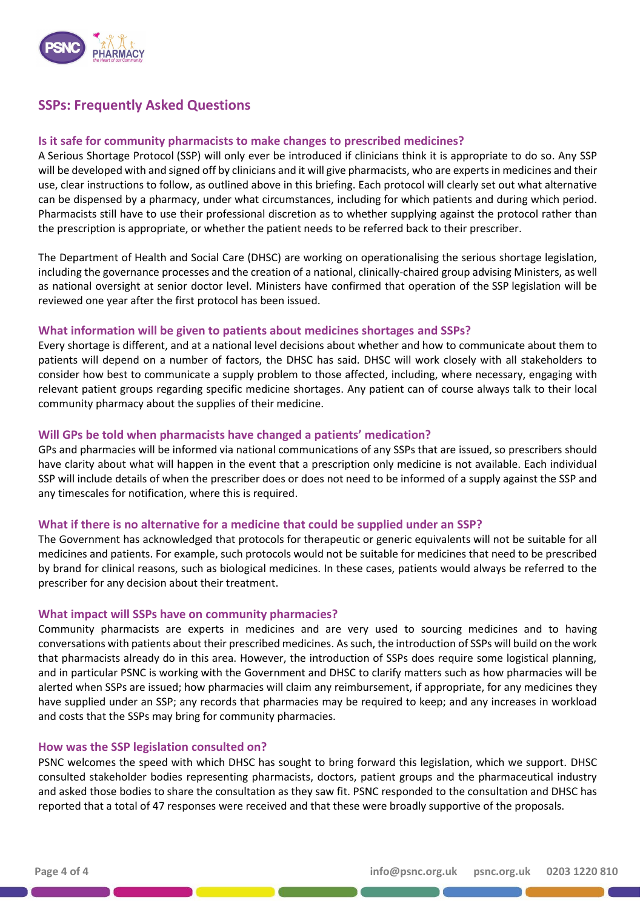## SSPs: Frequently Asked Questions

### Is it safe for community pharmacists to make changes to prescribed medicines?

A Serious Shortage Protocol (SSP) will only ever be introduced if clinicians think it is appropriate to do so. Any SSP will be developed with and signed off by clinicians and it will give pharmacists, who are experts in medicines and their use, clear instructions to follow, as outlined above in this briefing. Each protocol will clearly set out what alternative can be dispensed by a pharmacy, under what circumstances, including for which patients and during which period. Pharmacists still have to use their professional discretion as to whether supplying against the protocol rather than the prescription is appropriate, or whether the patient needs to be referred back to their prescriber.

The Department of Health and Social Care (DHSC) are working on operationalising the serious shortage legislation, including the governance processes and the creation of a national, clinically-chaired group advising Ministers, as well as national oversight at senior doctor level. Ministers have confirmed that operation of the SSP legislation will be reviewed one year after the first protocol has been issued.

### What information will be given to patients about medicines shortages and SSPs?

Every shortage is different, and at a national level decisions about whether and how to communicate about them to patients will depend on a number of factors, the DHSC has said. DHSC will work closely with all stakeholders to consider how best to communicate a supply problem to those affected, including, where necessary, engaging with relevant patient groups regarding specific medicine shortages. Any patient can of course always talk to their local community pharmacy about the supplies of their medicine.

### Will GPs be told when pharmacists have changed a patients' medication?

GPs and pharmacies will be informed via national communications of any SSPs that are issued, so prescribers should have clarity about what will happen in the event that a prescription only medicine is not available. Each individual SSP will include details of when the prescriber does or does not need to be informed of a supply against the SSP and any timescales for notification, where this is required.

### What if there is no alternative for a medicine that could be supplied under an SSP?

The Government has acknowledged that protocols for therapeutic or generic equivalents will not be suitable for all medicines and patients. For example, such protocols would not be suitable for medicines that need to be prescribed by brand for clinical reasons, such as biological medicines. In these cases, patients would always be referred to the prescriber for any decision about their treatment.

### What impact will SSPs have on community pharmacies?

Community pharmacists are experts in medicines and are very used to sourcing medicines and to having conversations with patients about their prescribed medicines. As such, the introduction of SSPs will build on the work that pharmacists already do in this area. However, the introduction of SSPs does require some logistical planning, and in particular PSNC is working with the Government and DHSC to clarify matters such as how pharmacies will be alerted when SSPs are issued; how pharmacies will claim any reimbursement, if appropriate, for any medicines they have supplied under an SSP; any records that pharmacies may be required to keep; and any increases in workload and costs that the SSPs may bring for community pharmacies.

### How was the SSP legislation consulted on?

PSNC welcomes the speed with which DHSC has sought to bring forward this legislation, which we support. DHSC consulted stakeholder bodies representing pharmacists, doctors, patient groups and the pharmaceutical industry and asked those bodies to share the consultation as they saw fit. PSNC responded to the consultation and DHSC has reported that a total of 47 responses were received and that these were broadly supportive of the proposals.